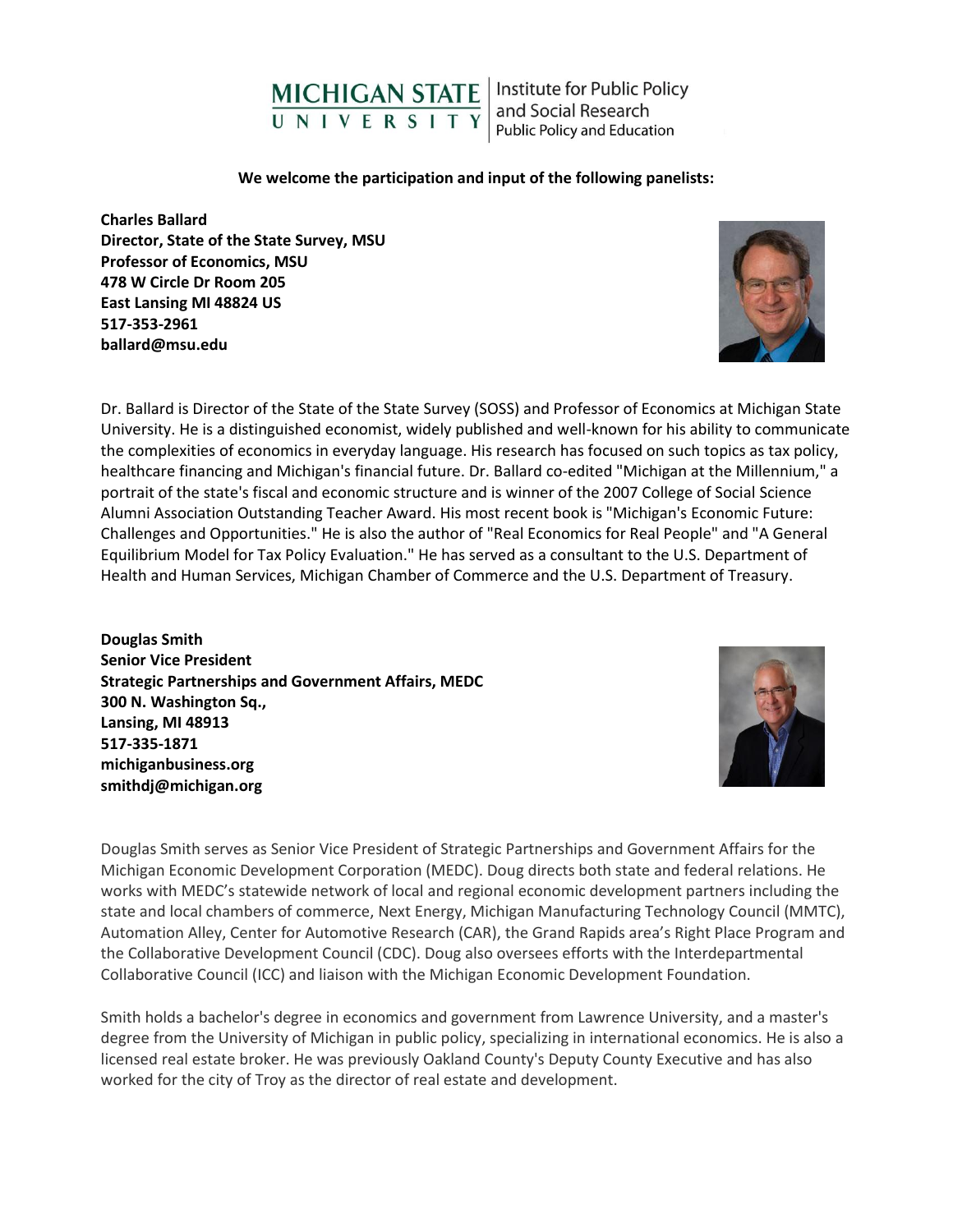MICHIGAN STATE UNIVERSITY | Institute for Public Policy and Social Research | Public Policy and Education

**We welcome the participation and input of the following panelists:**

**Charles Ballard**
**Director, State of the State Survey, MSU**
**Professor of Economics, MSU**
**478 W Circle Dr Room 205**
**East Lansing MI 48824 US**
**517-353-2961**
**ballard@msu.edu**

Dr. Ballard is Director of the State of the State Survey (SOSS) and Professor of Economics at Michigan State University. He is a distinguished economist, widely published and well-known for his ability to communicate the complexities of economics in everyday language. His research has focused on such topics as tax policy, healthcare financing and Michigan's financial future. Dr. Ballard co-edited "Michigan at the Millennium," a portrait of the state's fiscal and economic structure and is winner of the 2007 College of Social Science Alumni Association Outstanding Teacher Award. His most recent book is "Michigan's Economic Future: Challenges and Opportunities." He is also the author of "Real Economics for Real People" and "A General Equilibrium Model for Tax Policy Evaluation." He has served as a consultant to the U.S. Department of Health and Human Services, Michigan Chamber of Commerce and the U.S. Department of Treasury.

**Douglas Smith**
**Senior Vice President**
**Strategic Partnerships and Government Affairs, MEDC**
**300 N. Washington Sq.,**
**Lansing, MI 48913**
**517-335-1871**
**michiganbusiness.org**
**smithdj@michigan.org**

Douglas Smith serves as Senior Vice President of Strategic Partnerships and Government Affairs for the Michigan Economic Development Corporation (MEDC). Doug directs both state and federal relations. He works with MEDC's statewide network of local and regional economic development partners including the state and local chambers of commerce, Next Energy, Michigan Manufacturing Technology Council (MMTC), Automation Alley, Center for Automotive Research (CAR), the Grand Rapids area's Right Place Program and the Collaborative Development Council (CDC). Doug also oversees efforts with the Interdepartmental Collaborative Council (ICC) and liaison with the Michigan Economic Development Foundation.

Smith holds a bachelor's degree in economics and government from Lawrence University, and a master's degree from the University of Michigan in public policy, specializing in international economics. He is also a licensed real estate broker. He was previously Oakland County's Deputy County Executive and has also worked for the city of Troy as the director of real estate and development.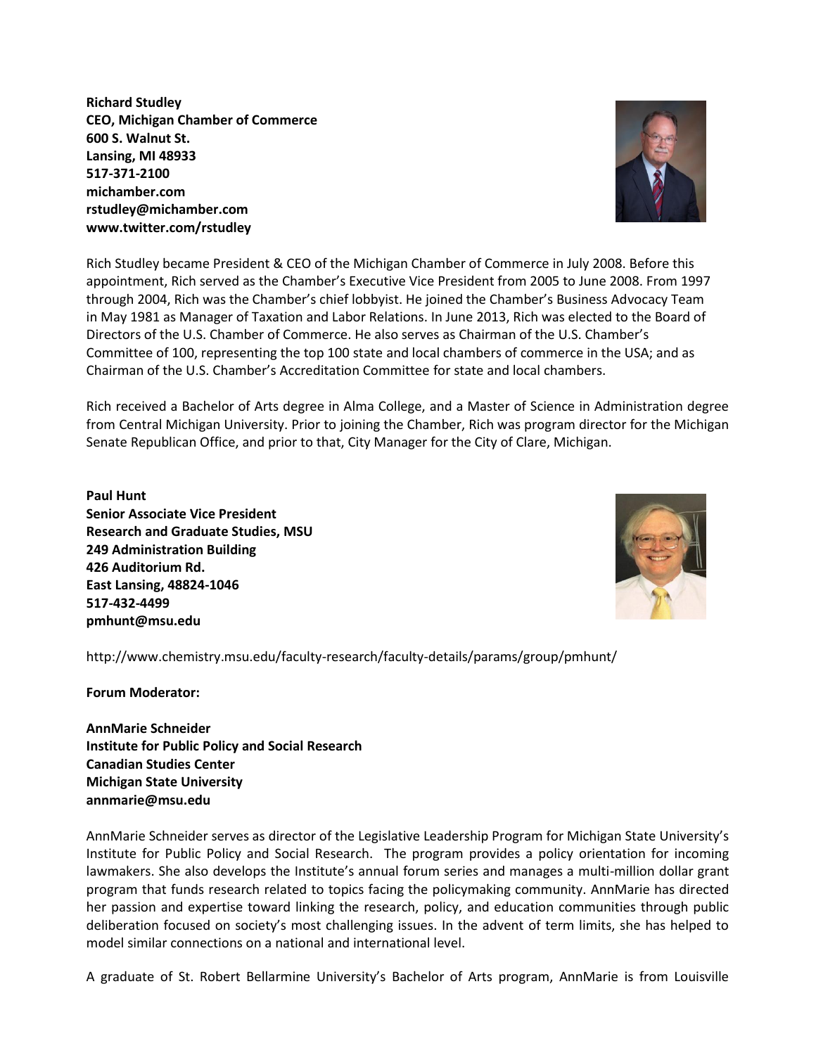**Richard Studley**
**CEO, Michigan Chamber of Commerce**
**600 S. Walnut St.**
**Lansing, MI 48933**
**517-371-2100**
**michamber.com**
**rstudley@michamber.com**
**www.twitter.com/rstudley**

Rich Studley became President & CEO of the Michigan Chamber of Commerce in July 2008. Before this appointment, Rich served as the Chamber's Executive Vice President from 2005 to June 2008. From 1997 through 2004, Rich was the Chamber's chief lobbyist. He joined the Chamber's Business Advocacy Team in May 1981 as Manager of Taxation and Labor Relations. In June 2013, Rich was elected to the Board of Directors of the U.S. Chamber of Commerce. He also serves as Chairman of the U.S. Chamber's Committee of 100, representing the top 100 state and local chambers of commerce in the USA; and as Chairman of the U.S. Chamber's Accreditation Committee for state and local chambers.

Rich received a Bachelor of Arts degree in Alma College, and a Master of Science in Administration degree from Central Michigan University. Prior to joining the Chamber, Rich was program director for the Michigan Senate Republican Office, and prior to that, City Manager for the City of Clare, Michigan.

**Paul Hunt**
**Senior Associate Vice President**
**Research and Graduate Studies, MSU**
**249 Administration Building**
**426 Auditorium Rd.**
**East Lansing, 48824-1046**
**517-432-4499**
**pmhunt@msu.edu**

http://www.chemistry.msu.edu/faculty-research/faculty-details/params/group/pmhunt/

**Forum Moderator:**

**AnnMarie Schneider**
**Institute for Public Policy and Social Research**
**Canadian Studies Center**
**Michigan State University**
**annmarie@msu.edu**

AnnMarie Schneider serves as director of the Legislative Leadership Program for Michigan State University's Institute for Public Policy and Social Research. The program provides a policy orientation for incoming lawmakers. She also develops the Institute's annual forum series and manages a multi-million dollar grant program that funds research related to topics facing the policymaking community. AnnMarie has directed her passion and expertise toward linking the research, policy, and education communities through public deliberation focused on society's most challenging issues. In the advent of term limits, she has helped to model similar connections on a national and international level.

A graduate of St. Robert Bellarmine University's Bachelor of Arts program, AnnMarie is from Louisville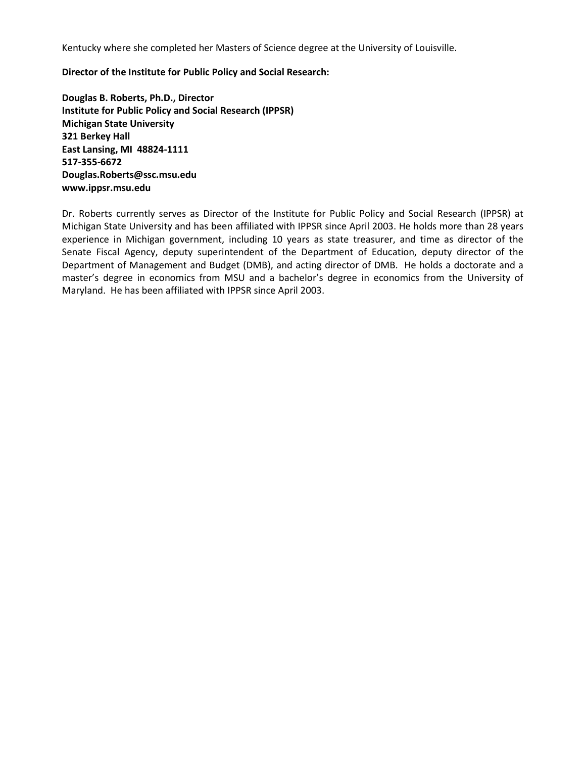Kentucky where she completed her Masters of Science degree at the University of Louisville.

**Director of the Institute for Public Policy and Social Research:**

**Douglas B. Roberts, Ph.D., Director**
**Institute for Public Policy and Social Research (IPPSR)**
**Michigan State University**
**321 Berkey Hall**
**East Lansing, MI 48824-1111**
**517-355-6672**
**Douglas.Roberts@ssc.msu.edu**
**www.ippsr.msu.edu**

Dr. Roberts currently serves as Director of the Institute for Public Policy and Social Research (IPPSR) at Michigan State University and has been affiliated with IPPSR since April 2003. He holds more than 28 years experience in Michigan government, including 10 years as state treasurer, and time as director of the Senate Fiscal Agency, deputy superintendent of the Department of Education, deputy director of the Department of Management and Budget (DMB), and acting director of DMB. He holds a doctorate and a master's degree in economics from MSU and a bachelor's degree in economics from the University of Maryland. He has been affiliated with IPPSR since April 2003.